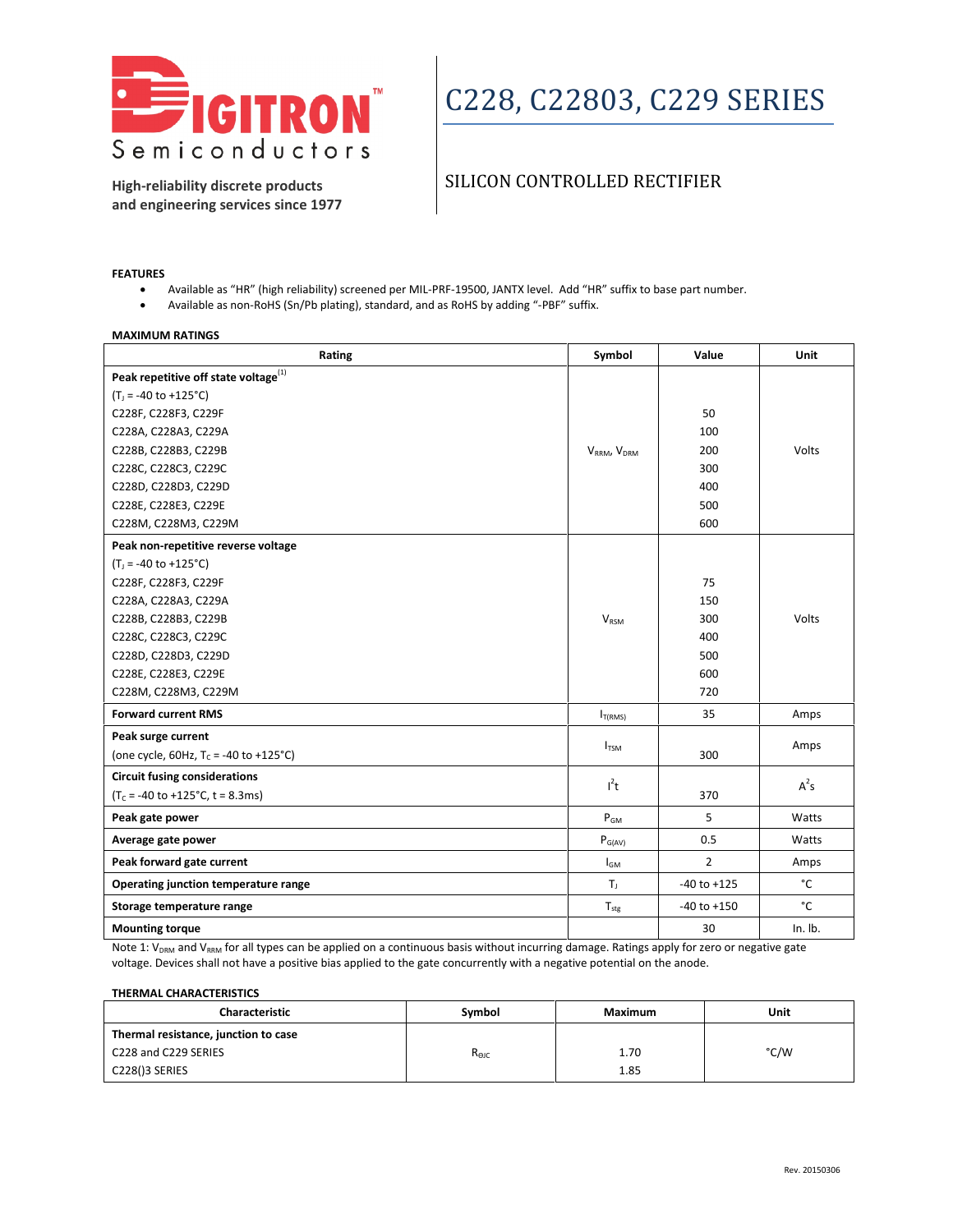DIGITRON Semiconductors

High-reliability discrete products and engineering services since 1977

# C228, C22803, C229 SERIES

## SILICON CONTROLLED RECTIFIER

**FEATURES**

- Available as "HR" (high reliability) screened per MIL-PRF-19500, JANTX level. Add "HR" suffix to base part number.
- Available as non-RoHS (Sn/Pb plating), standard, and as RoHS by adding "-PBF" suffix.

**MAXIMUM RATINGS**

| Rating | Symbol | Value | Unit |
|---|---|---|---|
| **Peak repetitive off state voltage**[1] | | | |
| ($T_J$ = -40 to +125°C) | | | |
| C228F, C228F3, C229F | | 50 | |
| C228A, C228A3, C229A | | 100 | |
| C228B, C228B3, C229B | $V_{RRM}$, $V_{DRM}$ | 200 | Volts |
| C228C, C228C3, C229C | | 300 | |
| C228D, C228D3, C229D | | 400 | |
| C228E, C228E3, C229E | | 500 | |
| C228M, C228M3, C229M | | 600 | |
| **Peak non-repetitive reverse voltage** | | | |
| ($T_J$ = -40 to +125°C) | | | |
| C228F, C228F3, C229F | | 75 | |
| C228A, C228A3, C229A | | 150 | |
| C228B, C228B3, C229B | $V_{RSM}$ | 300 | Volts |
| C228C, C228C3, C229C | | 400 | |
| C228D, C228D3, C229D | | 500 | |
| C228E, C228E3, C229E | | 600 | |
| C228M, C228M3, C229M | | 720 | |
| **Forward current RMS** | $I_{T(RMS)}$ | 35 | Amps |
| **Peak surge current** (one cycle, 60Hz, $T_C$ = -40 to +125°C) | $I_{TSM}$ | 300 | Amps |
| **Circuit fusing considerations** ($T_C$ = -40 to +125°C, t = 8.3ms) | $I^2t$ | 370 | $A^2s$ |
| **Peak gate power** | $P_{GM}$ | 5 | Watts |
| **Average gate power** | $P_{G(AV)}$ | 0.5 | Watts |
| **Peak forward gate current** | $I_{GM}$ | 2 | Amps |
| **Operating junction temperature range** | $T_J$ | -40 to +125 | °C |
| **Storage temperature range** | $T_{stg}$ | -40 to +150 | °C |
| **Mounting torque** | | 30 | In. lb. |

Note 1: $V_{DRM}$ and $V_{RRM}$ for all types can be applied on a continuous basis without incurring damage. Ratings apply for zero or negative gate voltage. Devices shall not have a positive bias applied to the gate concurrently with a negative potential on the anode.

**THERMAL CHARACTERISTICS**

| Characteristic | Symbol | Maximum | Unit |
|---|---|---|---|
| **Thermal resistance, junction to case** | | | |
| C228 and C229 SERIES | $R_{\theta JC}$ | 1.70 | °C/W |
| C228()3 SERIES | | 1.85 | |

Rev. 20150306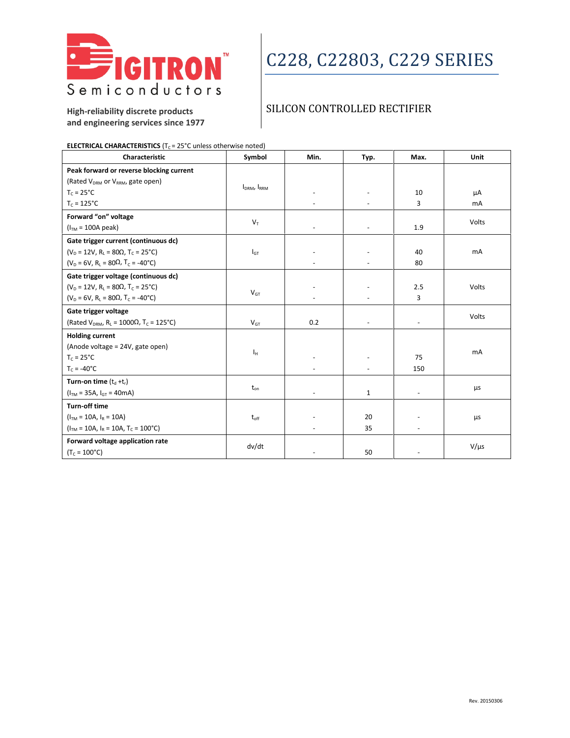# C228, C22803, C229 SERIES

## SILICON CONTROLLED RECTIFIER

Digitron Semiconductors

High-reliability discrete products and engineering services since 1977

**ELECTRICAL CHARACTERISTICS** ($T_C$ = 25°C unless otherwise noted)

| Characteristic | Symbol | Min. | Typ. | Max. | Unit |
|---|---|---|---|---|---|
| **Peak forward or reverse blocking current**<br>(Rated $V_{DRM}$ or $V_{RRM}$, gate open)<br>$T_C$ = 25°C<br>$T_C$ = 125°C | $I_{DRM}$, $I_{RRM}$ | -<br>- | -<br>- | 10<br>3 | µA<br>mA |
| **Forward "on" voltage**<br>($I_{TM}$ = 100A peak) | $V_T$ | - | - | 1.9 | Volts |
| **Gate trigger current (continuous dc)**<br>($V_D$ = 12V, $R_L$ = 80Ω, $T_C$ = 25°C)<br>($V_D$ = 6V, $R_L$ = 80Ω, $T_C$ = -40°C) | $I_{GT}$ | -<br>- | -<br>- | 40<br>80 | mA |
| **Gate trigger voltage (continuous dc)**<br>($V_D$ = 12V, $R_L$ = 80Ω, $T_C$ = 25°C)<br>($V_D$ = 6V, $R_L$ = 80Ω, $T_C$ = -40°C) | $V_{GT}$ | -<br>- | -<br>- | 2.5<br>3 | Volts |
| **Gate trigger voltage**<br>(Rated $V_{DRM}$, $R_L$ = 1000Ω, $T_C$ = 125°C) | $V_{GT}$ | 0.2 | - | - | Volts |
| **Holding current**<br>(Anode voltage = 24V, gate open)<br>$T_C$ = 25°C<br>$T_C$ = -40°C | $I_H$ | -<br>- | -<br>- | 75<br>150 | mA |
| **Turn-on time** ($t_d$ + $t_r$)<br>($I_{TM}$ = 35A, $I_{GT}$ = 40mA) | $t_{on}$ | - | 1 | - | µs |
| **Turn-off time**<br>($I_{TM}$ = 10A, $I_R$ = 10A)<br>($I_{TM}$ = 10A, $I_R$ = 10A, $T_C$ = 100°C) | $t_{off}$ | -<br>- | 20<br>35 | -<br>- | µs |
| **Forward voltage application rate**<br>($T_C$ = 100°C) | dv/dt | - | 50 | - | V/µs |

Rev. 20150306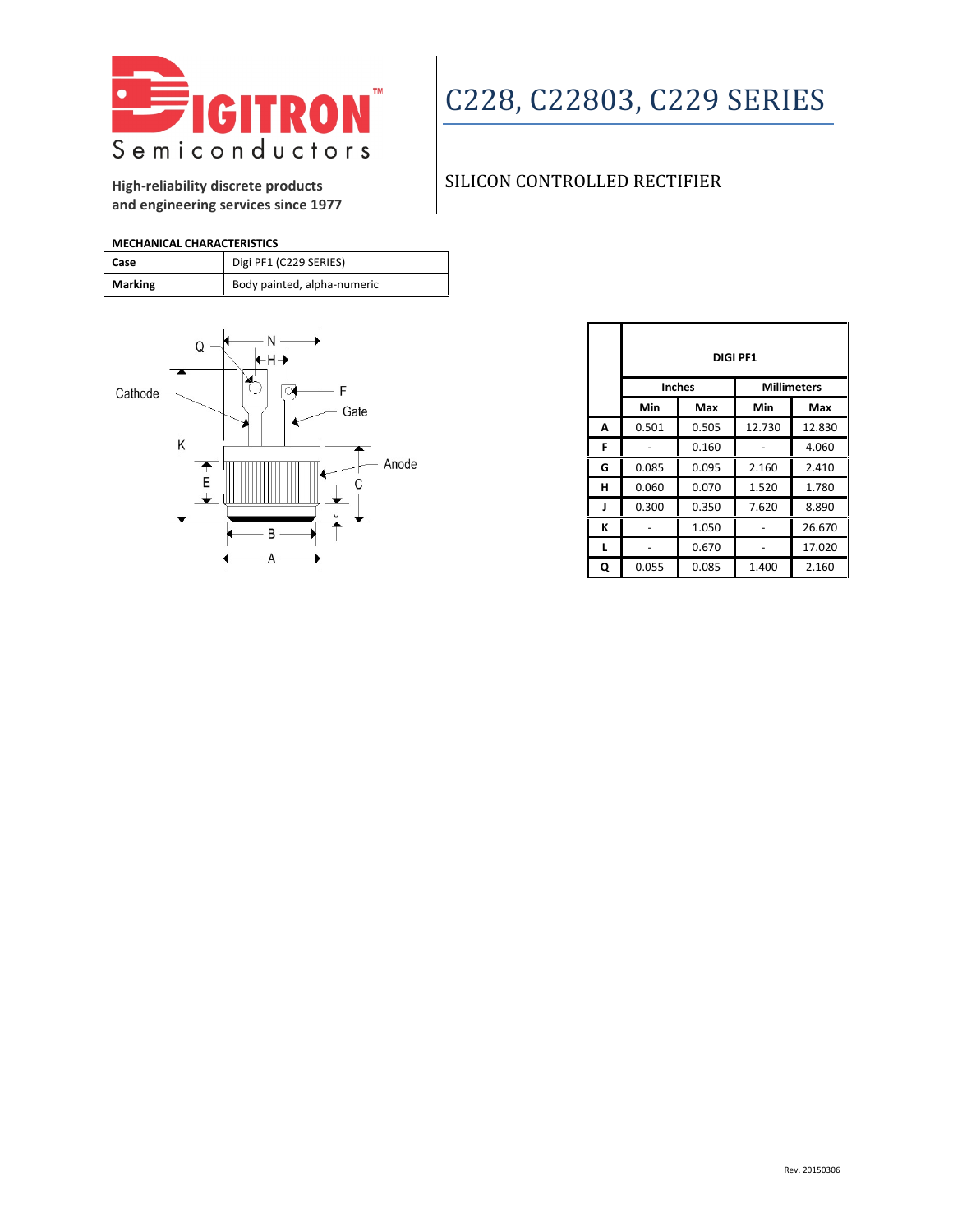# C228, C22803, C229 SERIES

## SILICON CONTROLLED RECTIFIER

High-reliability discrete products and engineering services since 1977

**MECHANICAL CHARACTERISTICS**

| | |
|---|---|
| **Case** | Digi PF1 (C229 SERIES) |
| **Marking** | Body painted, alpha-numeric |

| | DIGI PF1 | | | |
|---|---|---|---|---|
| | Inches | | Millimeters | |
| | Min | Max | Min | Max |
| **A** | 0.501 | 0.505 | 12.730 | 12.830 |
| **F** | - | 0.160 | - | 4.060 |
| **G** | 0.085 | 0.095 | 2.160 | 2.410 |
| **H** | 0.060 | 0.070 | 1.520 | 1.780 |
| **J** | 0.300 | 0.350 | 7.620 | 8.890 |
| **K** | - | 1.050 | - | 26.670 |
| **L** | - | 0.670 | - | 17.020 |
| **Q** | 0.055 | 0.085 | 1.400 | 2.160 |

Rev. 20150306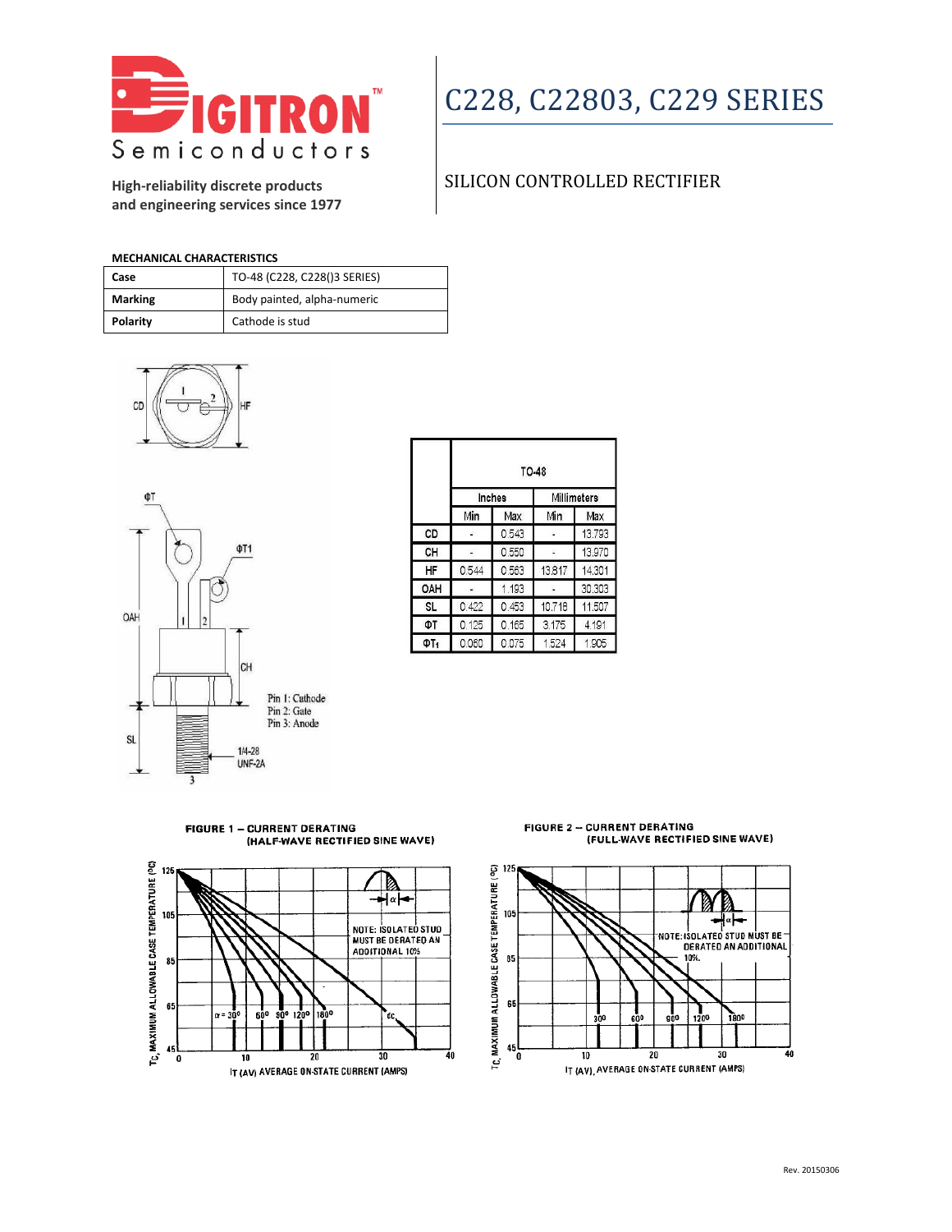Semiconductors

High-reliability discrete products and engineering services since 1977

# C228, C22803, C229 SERIES

## SILICON CONTROLLED RECTIFIER

**MECHANICAL CHARACTERISTICS**

| | |
|---|---|
| **Case** | TO-48 (C228, C228()3 SERIES) |
| **Marking** | Body painted, alpha-numeric |
| **Polarity** | Cathode is stud |

CD
HF
ΦT
ΦT1
OAH
CH
SL
1/4-28 UNF-2A

Pin 1: Cathode
Pin 2: Gate
Pin 3: Anode

| | TO-48 | | | |
|---|---|---|---|---|
| | Inches | | Millimeters | |
| | Min | Max | Min | Max |
| CD | - | 0.543 | - | 13.793 |
| CH | - | 0.550 | - | 13.970 |
| HF | 0.544 | 0.563 | 13.817 | 14.301 |
| OAH | - | 1.193 | - | 30.303 |
| SL | 0.422 | 0.453 | 10.718 | 11.507 |
| ΦT | 0.125 | 0.165 | 3.175 | 4.191 |
| $ΦT_1$ | 0.060 | 0.075 | 1.524 | 1.905 |

**FIGURE 1 – CURRENT DERATING (HALF-WAVE RECTIFIED SINE WAVE)**

$T_C$, MAXIMUM ALLOWABLE CASE TEMPERATURE (°C)

125
105
85
65
45

0
10
20
30
40

$I_{T (AV)}$ AVERAGE ON-STATE CURRENT (AMPS)

α = 30°
60°
90°
120°
180°
dc

α

NOTE: ISOLATED STUD MUST BE DERATED AN ADDITIONAL 10%

**FIGURE 2 – CURRENT DERATING (FULL-WAVE RECTIFIED SINE WAVE)**

$T_C$, MAXIMUM ALLOWABLE CASE TEMPERATURE (°C)

125
105
85
65
45

0
10
20
30
40

$I_{T (AV)}$, AVERAGE ON-STATE CURRENT (AMPS)

30°
60°
90°
120°
180°

α

NOTE: ISOLATED STUD MUST BE DERATED AN ADDITIONAL 10%.

Rev. 20150306